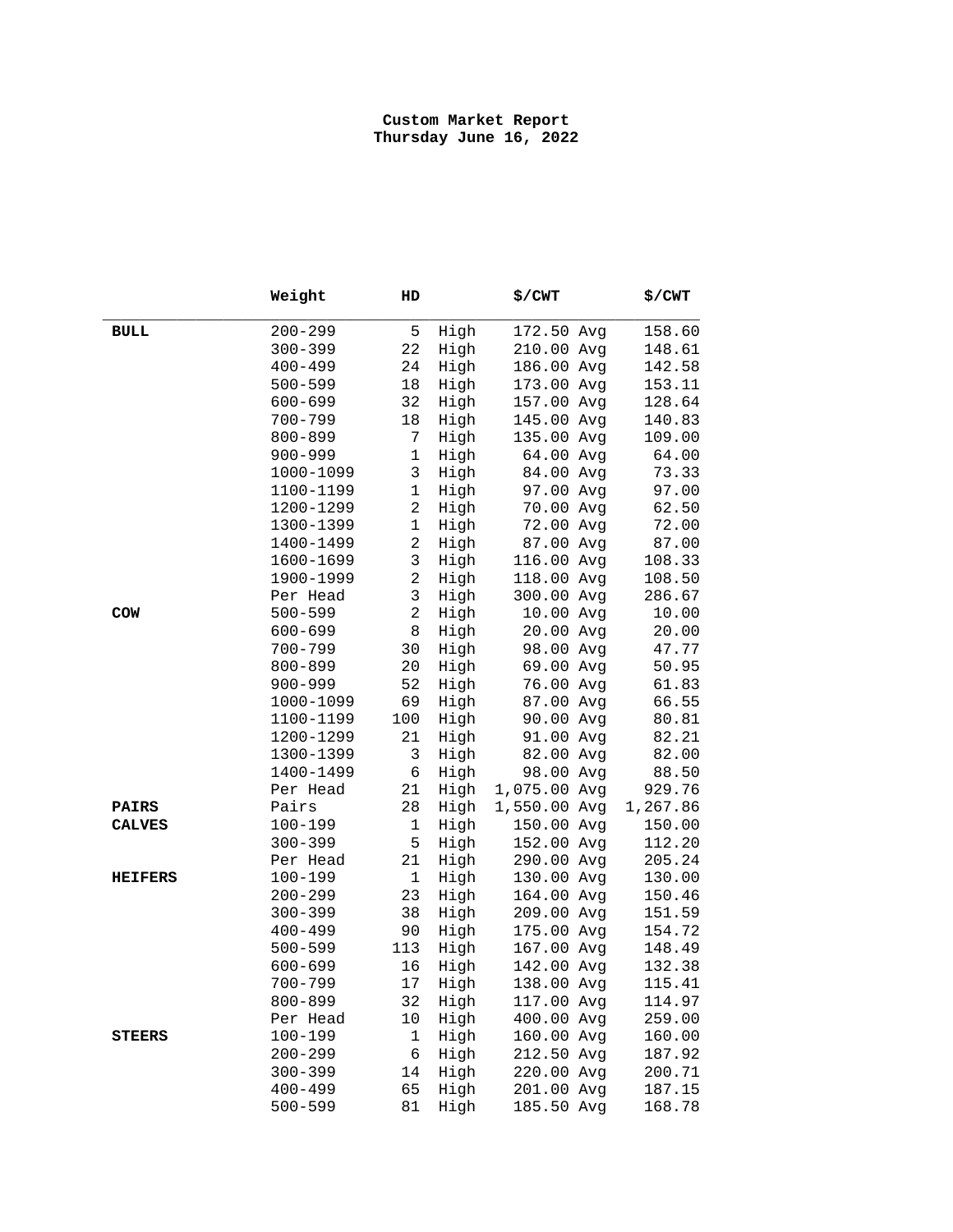**Custom Market Report**
**Thursday June 16, 2022**

| | Weight | HD | | $/CWT | | $/CWT |
|---|---|---|---|---|---|---|
| **BULL** | 200-299 | 5 | High | 172.50 | Avg | 158.60 |
| | 300-399 | 22 | High | 210.00 | Avg | 148.61 |
| | 400-499 | 24 | High | 186.00 | Avg | 142.58 |
| | 500-599 | 18 | High | 173.00 | Avg | 153.11 |
| | 600-699 | 32 | High | 157.00 | Avg | 128.64 |
| | 700-799 | 18 | High | 145.00 | Avg | 140.83 |
| | 800-899 | 7 | High | 135.00 | Avg | 109.00 |
| | 900-999 | 1 | High | 64.00 | Avg | 64.00 |
| | 1000-1099 | 3 | High | 84.00 | Avg | 73.33 |
| | 1100-1199 | 1 | High | 97.00 | Avg | 97.00 |
| | 1200-1299 | 2 | High | 70.00 | Avg | 62.50 |
| | 1300-1399 | 1 | High | 72.00 | Avg | 72.00 |
| | 1400-1499 | 2 | High | 87.00 | Avg | 87.00 |
| | 1600-1699 | 3 | High | 116.00 | Avg | 108.33 |
| | 1900-1999 | 2 | High | 118.00 | Avg | 108.50 |
| | Per Head | 3 | High | 300.00 | Avg | 286.67 |
| **COW** | 500-599 | 2 | High | 10.00 | Avg | 10.00 |
| | 600-699 | 8 | High | 20.00 | Avg | 20.00 |
| | 700-799 | 30 | High | 98.00 | Avg | 47.77 |
| | 800-899 | 20 | High | 69.00 | Avg | 50.95 |
| | 900-999 | 52 | High | 76.00 | Avg | 61.83 |
| | 1000-1099 | 69 | High | 87.00 | Avg | 66.55 |
| | 1100-1199 | 100 | High | 90.00 | Avg | 80.81 |
| | 1200-1299 | 21 | High | 91.00 | Avg | 82.21 |
| | 1300-1399 | 3 | High | 82.00 | Avg | 82.00 |
| | 1400-1499 | 6 | High | 98.00 | Avg | 88.50 |
| | Per Head | 21 | High | 1,075.00 | Avg | 929.76 |
| **PAIRS** | Pairs | 28 | High | 1,550.00 | Avg | 1,267.86 |
| **CALVES** | 100-199 | 1 | High | 150.00 | Avg | 150.00 |
| | 300-399 | 5 | High | 152.00 | Avg | 112.20 |
| | Per Head | 21 | High | 290.00 | Avg | 205.24 |
| **HEIFERS** | 100-199 | 1 | High | 130.00 | Avg | 130.00 |
| | 200-299 | 23 | High | 164.00 | Avg | 150.46 |
| | 300-399 | 38 | High | 209.00 | Avg | 151.59 |
| | 400-499 | 90 | High | 175.00 | Avg | 154.72 |
| | 500-599 | 113 | High | 167.00 | Avg | 148.49 |
| | 600-699 | 16 | High | 142.00 | Avg | 132.38 |
| | 700-799 | 17 | High | 138.00 | Avg | 115.41 |
| | 800-899 | 32 | High | 117.00 | Avg | 114.97 |
| | Per Head | 10 | High | 400.00 | Avg | 259.00 |
| **STEERS** | 100-199 | 1 | High | 160.00 | Avg | 160.00 |
| | 200-299 | 6 | High | 212.50 | Avg | 187.92 |
| | 300-399 | 14 | High | 220.00 | Avg | 200.71 |
| | 400-499 | 65 | High | 201.00 | Avg | 187.15 |
| | 500-599 | 81 | High | 185.50 | Avg | 168.78 |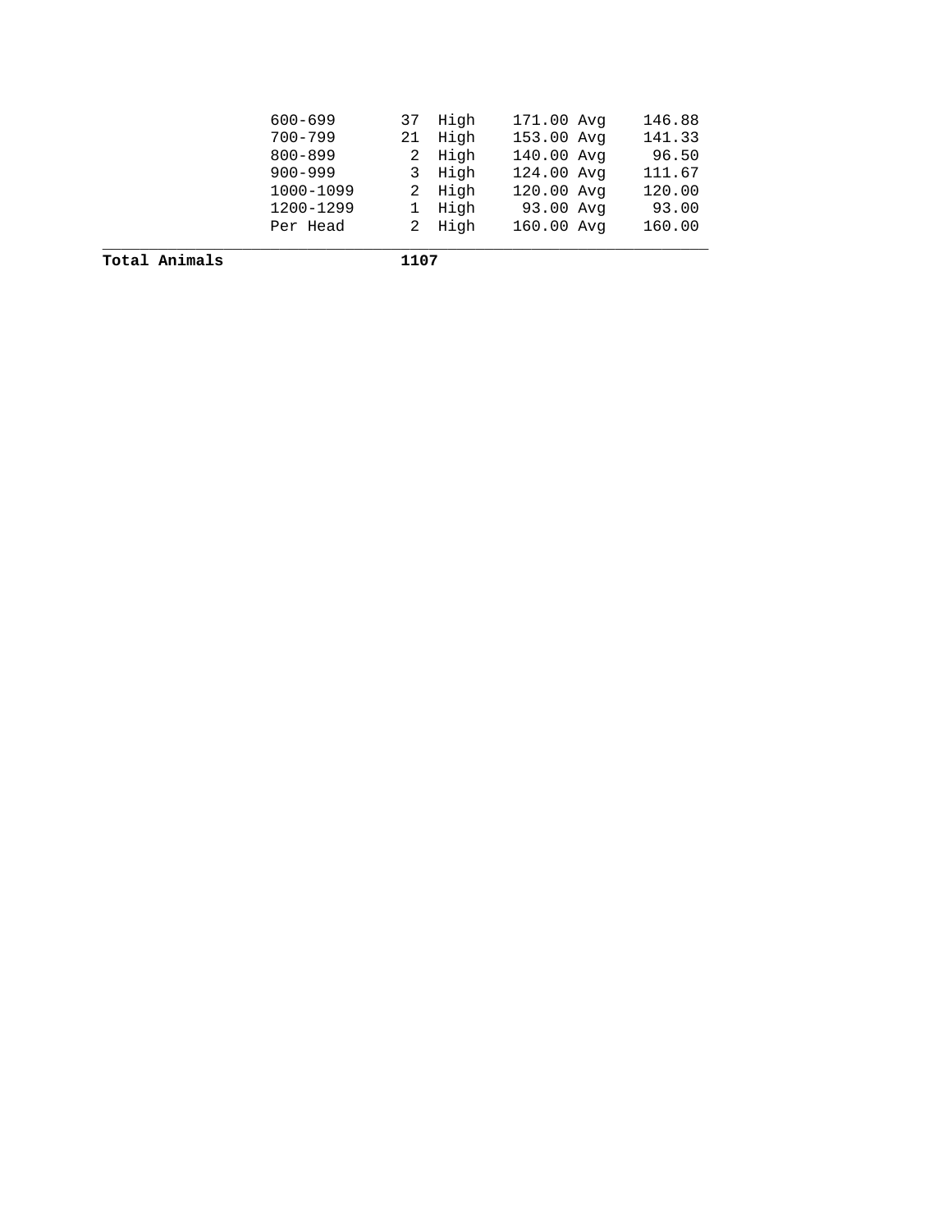| | | | | | |
|---|---|---|---|---|---|
| 600-699 | 37 | High | 171.00 | Avg | 146.88 |
| 700-799 | 21 | High | 153.00 | Avg | 141.33 |
| 800-899 | 2 | High | 140.00 | Avg | 96.50 |
| 900-999 | 3 | High | 124.00 | Avg | 111.67 |
| 1000-1099 | 2 | High | 120.00 | Avg | 120.00 |
| 1200-1299 | 1 | High | 93.00 | Avg | 93.00 |
| Per Head | 2 | High | 160.00 | Avg | 160.00 |

**Total Animals** **1107**